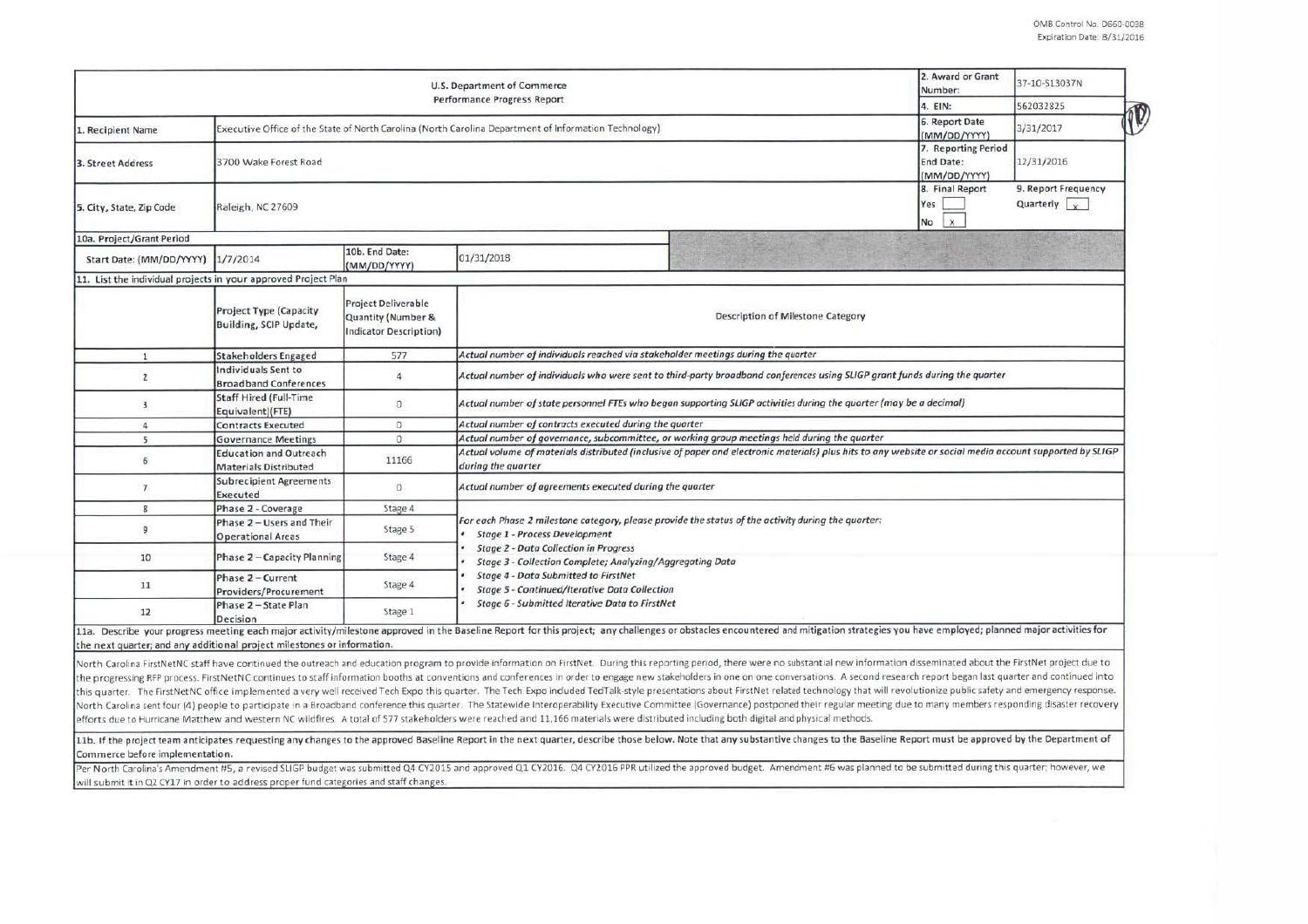OMB Control No. 0660-0038
Expiration Date: 8/31/2016

| U.S. Department of Commerce Performance Progress Report | | | | 2. Award or Grant Number: | 37-10-S13037N |
|---|---|---|---|---|---|
| | | | | 4. EIN: | 562032825 |
| 1. Recipient Name | Executive Office of the State of North Carolina (North Carolina Department of Information Technology) | | | 6. Report Date (MM/DD/YYYY) | 3/31/2017 |
| 3. Street Address | 3700 Wake Forest Road | | | 7. Reporting Period End Date: (MM/DD/YYYY) | 12/31/2016 |
| 5. City, State, Zip Code | Raleigh, NC 27609 | | | 8. Final Report Yes [ ] No [x] | 9. Report Frequency Quarterly [x] |
| 10a. Project/Grant Period | | | | | |
| Start Date: (MM/DD/YYYY) | 1/7/2014 | 10b. End Date: (MM/DD/YYYY) | 01/31/2018 | | |

11. List the individual projects in your approved Project Plan

| | Project Type (Capacity Building, SCIP Update, | Project Deliverable Quantity (Number & Indicator Description) | Description of Milestone Category |
|---|---|---|---|
| 1 | Stakeholders Engaged | 577 | *Actual number of individuals reached via stakeholder meetings during the quarter* |
| 2 | Individuals Sent to Broadband Conferences | 4 | *Actual number of individuals who were sent to third-party broadband conferences using SLIGP grant funds during the quarter* |
| 3 | Staff Hired (Full-Time Equivalent)(FTE) | 0 | *Actual number of state personnel FTEs who began supporting SLIGP activities during the quarter (may be a decimal)* |
| 4 | Contracts Executed | 0 | *Actual number of contracts executed during the quarter* |
| 5 | Governance Meetings | 0 | *Actual number of governance, subcommittee, or working group meetings held during the quarter* |
| 6 | Education and Outreach Materials Distributed | 11166 | *Actual volume of materials distributed (inclusive of paper and electronic materials) plus hits to any website or social media account supported by SLIGP during the quarter* |
| 7 | Subrecipient Agreements Executed | 0 | *Actual number of agreements executed during the quarter* |
| 8 | Phase 2 - Coverage | Stage 4 | *For each Phase 2 milestone category, please provide the status of the activity during the quarter:* <br>• *Stage 1 - Process Development* <br>• *Stage 2 - Data Collection in Progress* <br>• *Stage 3 - Collection Complete; Analyzing/Aggregating Data* <br>• *Stage 4 - Data Submitted to FirstNet* <br>• *Stage 5 - Continued/Iterative Data Collection* <br>• *Stage 6 - Submitted Iterative Data to FirstNet* |
| 9 | Phase 2 – Users and Their Operational Areas | Stage 5 | |
| 10 | Phase 2 – Capacity Planning | Stage 4 | |
| 11 | Phase 2 – Current Providers/Procurement | Stage 4 | |
| 12 | Phase 2 – State Plan Decision | Stage 1 | |

11a. Describe your progress meeting each major activity/milestone approved in the Baseline Report for this project; any challenges or obstacles encountered and mitigation strategies you have employed; planned major activities for the next quarter; and any additional project milestones or information.

North Carolina FirstNetNC staff have continued the outreach and education program to provide information on FirstNet. During this reporting period, there were no substantial new information disseminated about the FirstNet project due to the progressing RFP process. FirstNetNC continues to staff information booths at conventions and conferences in order to engage new stakeholders in one on one conversations. A second research report began last quarter and continued into this quarter. The FirstNetNC office implemented a very well received Tech Expo this quarter. The Tech Expo included TedTalk-style presentations about FirstNet related technology that will revolutionize public safety and emergency response. North Carolina sent four (4) people to participate in a Broadband conference this quarter. The Statewide Interoperability Executive Committee (Governance) postponed their regular meeting due to many members responding disaster recovery efforts due to Hurricane Matthew and western NC wildfires. A total of 577 stakeholders were reached and 11,166 materials were distributed including both digital and physical methods.

11b. If the project team anticipates requesting any changes to the approved Baseline Report in the next quarter, describe those below. Note that any substantive changes to the Baseline Report must be approved by the Department of Commerce before implementation.

Per North Carolina's Amendment #5, a revised SLIGP budget was submitted Q4 CY2015 and approved Q1 CY2016. Q4 CY2016 PPR utilized the approved budget. Amendment #6 was planned to be submitted during this quarter; however, we will submit it in Q2 CY17 in order to address proper fund categories and staff changes.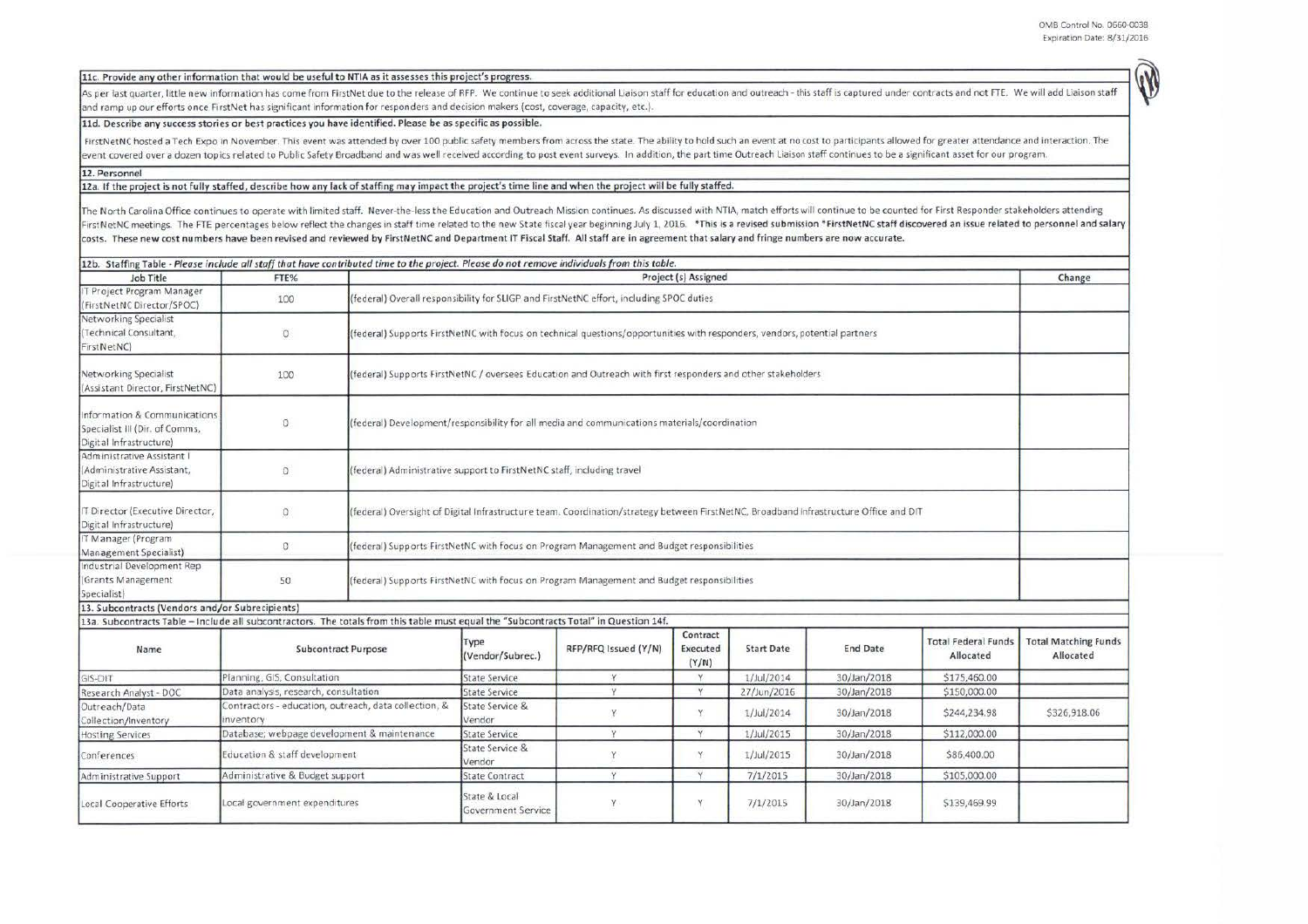**11c. Provide any other information that would be useful to NTIA as it assesses this project's progress.**

As per last quarter, little new information has come from FirstNet due to the release of RFP. We continue to seek additional Liaison staff for education and outreach - this staff is captured under contracts and not FTE. We will add Liaison staff and ramp up our efforts once FirstNet has significant information for responders and decision makers (cost, coverage, capacity, etc.).

**11d. Describe any success stories or best practices you have identified. Please be as specific as possible.**

FirstNetNC hosted a Tech Expo in November. This event was attended by over 100 public safety members from across the state. The ability to hold such an event at no cost to participants allowed for greater attendance and interaction. The event covered over a dozen topics related to Public Safety Broadband and was well received according to post event surveys. In addition, the part time Outreach Liaison staff continues to be a significant asset for our program.

**12. Personnel**

**12a. If the project is not fully staffed, describe how any lack of staffing may impact the project's time line and when the project will be fully staffed.**

The North Carolina Office continues to operate with limited staff. Never-the-less the Education and Outreach Mission continues. As discussed with NTIA, match efforts will continue to be counted for First Responder stakeholders attending FirstNetNC meetings. The FTE percentages below reflect the changes in staff time related to the new State fiscal year beginning July 1, 2016. **\*This is a revised submission \*FirstNetNC staff discovered an issue related to personnel and salary costs. These new cost numbers have been revised and reviewed by FirstNetNC and Department IT Fiscal Staff. All staff are in agreement that salary and fringe numbers are now accurate.**

**12b. Staffing Table** - *Please include all staff that have contributed time to the project. Please do not remove individuals from this table.*

| Job Title | FTE% | Project (s) Assigned | Change |
|---|---|---|---|
| IT Project Program Manager (FirstNetNC Director/SPOC) | 100 | (federal) Overall responsibility for SLIGP and FirstNetNC effort, including SPOC duties | |
| Networking Specialist (Technical Consultant, FirstNetNC) | 0 | (federal) Supports FirstNetNC with focus on technical questions/opportunities with responders, vendors, potential partners | |
| Networking Specialist (Assistant Director, FirstNetNC) | 100 | (federal) Supports FirstNetNC / oversees Education and Outreach with first responders and other stakeholders | |
| Information & Communications Specialist III (Dir. of Comms, Digital Infrastructure) | 0 | (federal) Development/responsibility for all media and communications materials/coordination | |
| Administrative Assistant I (Administrative Assistant, Digital Infrastructure) | 0 | (federal) Administrative support to FirstNetNC staff, including travel | |
| IT Director (Executive Director, Digital Infrastructure) | 0 | (federal) Oversight of Digital Infrastructure team. Coordination/strategy between FirstNetNC, Broadband Infrastructure Office and DIT | |
| IT Manager (Program Management Specialist) | 0 | (federal) Supports FirstNetNC with focus on Program Management and Budget responsibilities | |
| Industrial Development Rep (Grants Management Specialist) | 50 | (federal) Supports FirstNetNC with focus on Program Management and Budget responsibilities | |

**13. Subcontracts (Vendors and/or Subrecipients)**

**13a. Subcontracts Table** – Include all subcontractors. The totals from this table must equal the "Subcontracts Total" in Question 14f.

| Name | Subcontract Purpose | Type (Vendor/Subrec.) | RFP/RFQ Issued (Y/N) | Contract Executed (Y/N) | Start Date | End Date | Total Federal Funds Allocated | Total Matching Funds Allocated |
|---|---|---|---|---|---|---|---|---|
| GIS-DIT | Planning, GIS, Consultation | State Service | Y | Y | 1/Jul/2014 | 30/Jan/2018 | $175,460.00 | |
| Research Analyst - DOC | Data analysis, research, consultation | State Service | Y | Y | 27/Jun/2016 | 30/Jan/2018 | $150,000.00 | |
| Outreach/Data Collection/Inventory | Contractors - education, outreach, data collection, & inventory | State Service & Vendor | Y | Y | 1/Jul/2014 | 30/Jan/2018 | $244,234.98 | $326,918.06 |
| Hosting Services | Database; webpage development & maintenance | State Service | Y | Y | 1/Jul/2015 | 30/Jan/2018 | $112,000.00 | |
| Conferences | Education & staff development | State Service & Vendor | Y | Y | 1/Jul/2015 | 30/Jan/2018 | $86,400.00 | |
| Administrative Support | Administrative & Budget support | State Contract | Y | Y | 7/1/2015 | 30/Jan/2018 | $105,000.00 | |
| Local Cooperative Efforts | Local government expenditures | State & Local Government Service | Y | Y | 7/1/2015 | 30/Jan/2018 | $139,469.99 | |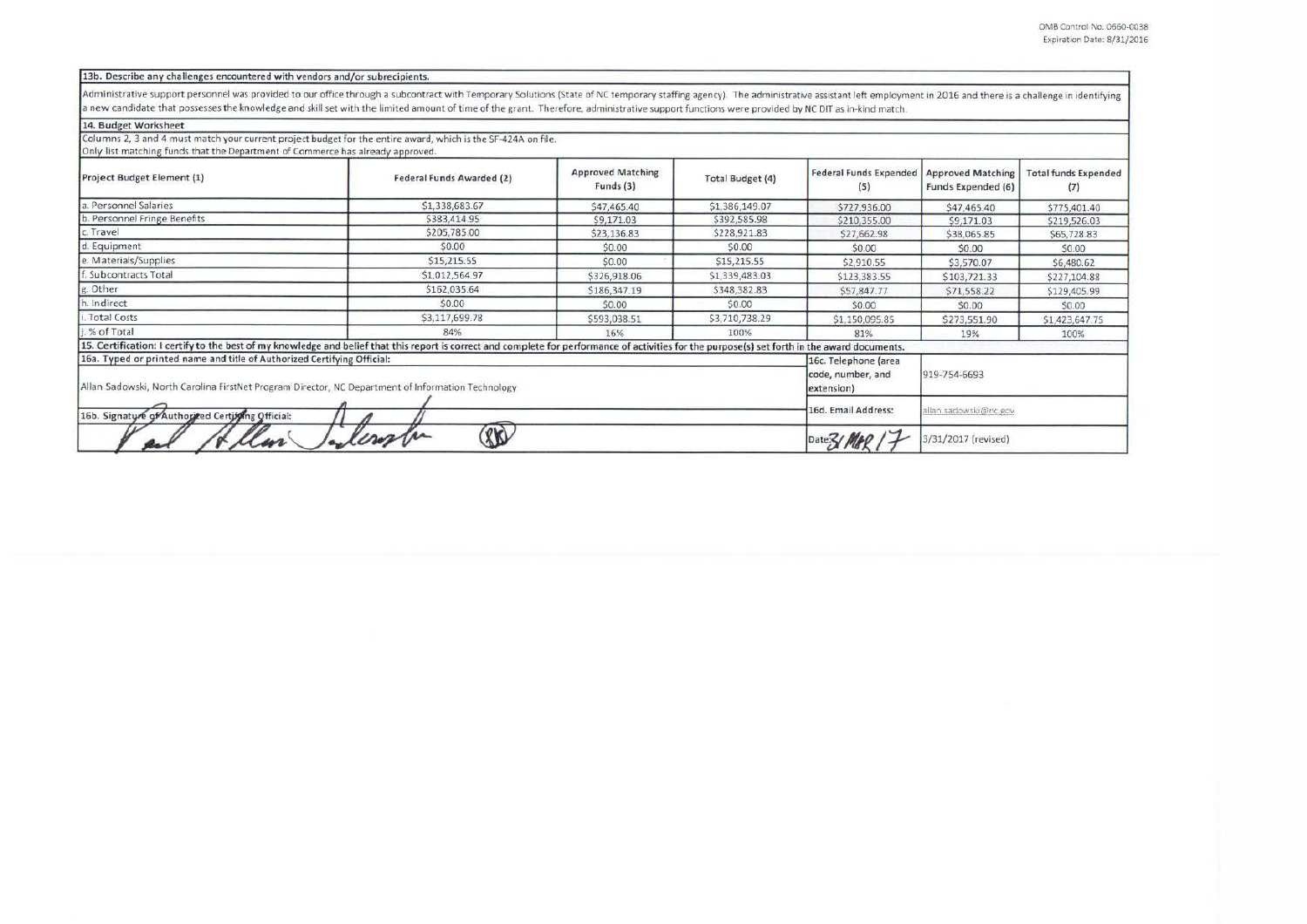OMB Control No. 0660-0038
Expiration Date: 8/31/2016

**13b. Describe any challenges encountered with vendors and/or subrecipients.**

Administrative support personnel was provided to our office through a subcontract with Temporary Solutions (State of NC temporary staffing agency). The administrative assistant left employment in 2016 and there is a challenge in identifying a new candidate that possesses the knowledge and skill set with the limited amount of time of the grant. Therefore, administrative support functions were provided by NC DIT as in-kind match.

**14. Budget Worksheet**

Columns 2, 3 and 4 must match your current project budget for the entire award, which is the SF-424A on file.
Only list matching funds that the Department of Commerce has already approved.

| Project Budget Element (1) | Federal Funds Awarded (2) | Approved Matching Funds (3) | Total Budget (4) | Federal Funds Expended (5) | Approved Matching Funds Expended (6) | Total funds Expended (7) |
|---|---|---|---|---|---|---|
| a. Personnel Salaries | $1,338,683.67 | $47,465.40 | $1,386,149.07 | $727,936.00 | $47,465.40 | $775,401.40 |
| b. Personnel Fringe Benefits | $383,414.95 | $9,171.03 | $392,585.98 | $210,355.00 | $9,171.03 | $219,526.03 |
| c. Travel | $205,785.00 | $23,136.83 | $228,921.83 | $27,662.98 | $38,065.85 | $65,728.83 |
| d. Equipment | $0.00 | $0.00 | $0.00 | $0.00 | $0.00 | $0.00 |
| e. Materials/Supplies | $15,215.55 | $0.00 | $15,215.55 | $2,910.55 | $3,570.07 | $6,480.62 |
| f. Subcontracts Total | $1,012,564.97 | $326,918.06 | $1,339,483.03 | $123,383.55 | $103,721.33 | $227,104.88 |
| g. Other | $162,035.64 | $186,347.19 | $348,382.83 | $57,847.77 | $71,558.22 | $129,405.99 |
| h. Indirect | $0.00 | $0.00 | $0.00 | $0.00 | $0.00 | $0.00 |
| i. Total Costs | $3,117,699.78 | $593,038.51 | $3,710,738.29 | $1,150,095.85 | $273,551.90 | $1,423,647.75 |
| j. % of Total | 84% | 16% | 100% | 81% | 19% | 100% |

**15. Certification: I certify to the best of my knowledge and belief that this report is correct and complete for performance of activities for the purpose(s) set forth in the award documents.**

| | | |
|---|---|---|
| 16a. Typed or printed name and title of Authorized Certifying Official: Allan Sadowski, North Carolina FirstNet Program Director, NC Department of Information Technology | 16c. Telephone (area code, number, and extension) | 919-754-6693 |
| 16b. Signature of Authorized Certifying Official: [signature] | 16d. Email Address: | allan.sadowski@nc.gov |
| | Date: 31 MAR 17 | 3/31/2017 (revised) |